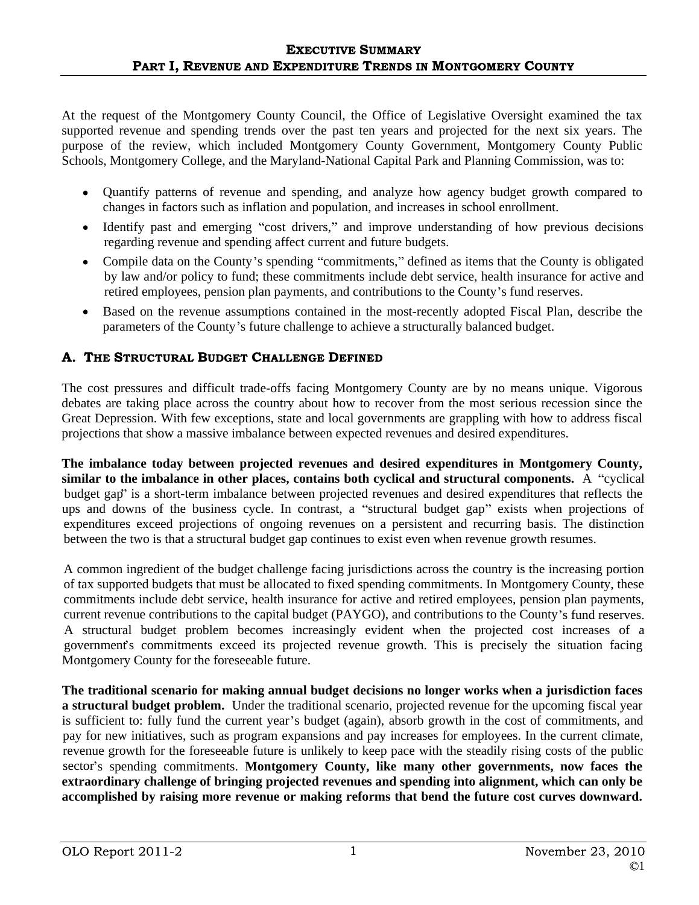## EXECUTIVE SUMMARY
## PART I, REVENUE AND EXPENDITURE TRENDS IN MONTGOMERY COUNTY

At the request of the Montgomery County Council, the Office of Legislative Oversight examined the tax supported revenue and spending trends over the past ten years and projected for the next six years. The purpose of the review, which included Montgomery County Government, Montgomery County Public Schools, Montgomery College, and the Maryland-National Capital Park and Planning Commission, was to:

- Quantify patterns of revenue and spending, and analyze how agency budget growth compared to changes in factors such as inflation and population, and increases in school enrollment.
- Identify past and emerging "cost drivers," and improve understanding of how previous decisions regarding revenue and spending affect current and future budgets.
- Compile data on the County's spending "commitments," defined as items that the County is obligated by law and/or policy to fund; these commitments include debt service, health insurance for active and retired employees, pension plan payments, and contributions to the County's fund reserves.
- Based on the revenue assumptions contained in the most-recently adopted Fiscal Plan, describe the parameters of the County's future challenge to achieve a structurally balanced budget.

### A. THE STRUCTURAL BUDGET CHALLENGE DEFINED

The cost pressures and difficult trade-offs facing Montgomery County are by no means unique. Vigorous debates are taking place across the country about how to recover from the most serious recession since the Great Depression. With few exceptions, state and local governments are grappling with how to address fiscal projections that show a massive imbalance between expected revenues and desired expenditures.

**The imbalance today between projected revenues and desired expenditures in Montgomery County, similar to the imbalance in other places, contains both cyclical and structural components.** A "cyclical budget gap" is a short-term imbalance between projected revenues and desired expenditures that reflects the ups and downs of the business cycle. In contrast, a "structural budget gap" exists when projections of expenditures exceed projections of ongoing revenues on a persistent and recurring basis. The distinction between the two is that a structural budget gap continues to exist even when revenue growth resumes.

A common ingredient of the budget challenge facing jurisdictions across the country is the increasing portion of tax supported budgets that must be allocated to fixed spending commitments. In Montgomery County, these commitments include debt service, health insurance for active and retired employees, pension plan payments, current revenue contributions to the capital budget (PAYGO), and contributions to the County's fund reserves. A structural budget problem becomes increasingly evident when the projected cost increases of a government's commitments exceed its projected revenue growth. This is precisely the situation facing Montgomery County for the foreseeable future.

**The traditional scenario for making annual budget decisions no longer works when a jurisdiction faces a structural budget problem.** Under the traditional scenario, projected revenue for the upcoming fiscal year is sufficient to: fully fund the current year's budget (again), absorb growth in the cost of commitments, and pay for new initiatives, such as program expansions and pay increases for employees. In the current climate, revenue growth for the foreseeable future is unlikely to keep pace with the steadily rising costs of the public sector's spending commitments. **Montgomery County, like many other governments, now faces the extraordinary challenge of bringing projected revenues and spending into alignment, which can only be accomplished by raising more revenue or making reforms that bend the future cost curves downward.**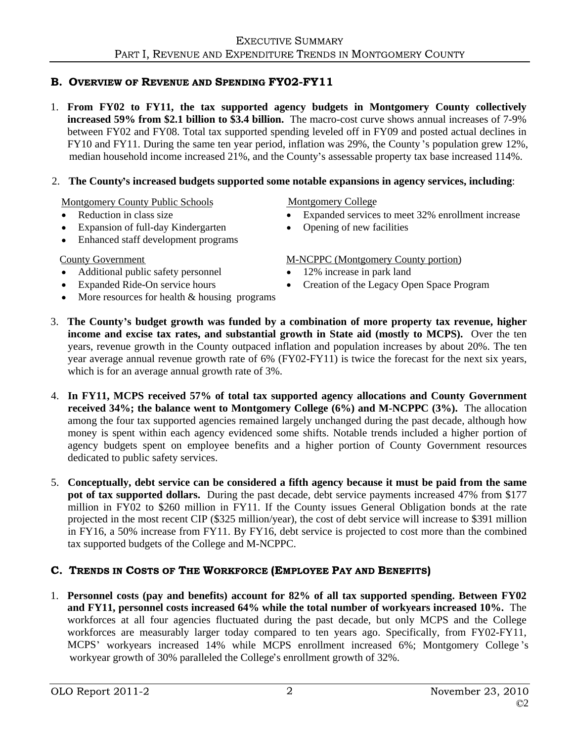## B. Overview of Revenue and Spending FY02-FY11

1. **From FY02 to FY11, the tax supported agency budgets in Montgomery County collectively increased 59% from $2.1 billion to $3.4 billion.** The macro-cost curve shows annual increases of 7-9% between FY02 and FY08. Total tax supported spending leveled off in FY09 and posted actual declines in FY10 and FY11. During the same ten year period, inflation was 29%, the County's population grew 12%, median household income increased 21%, and the County's assessable property tax base increased 114%.

2. **The County's increased budgets supported some notable expansions in agency services, including**:

   Montgomery County Public Schools
   - Reduction in class size
   - Expansion of full-day Kindergarten
   - Enhanced staff development programs

   Montgomery College
   - Expanded services to meet 32% enrollment increase
   - Opening of new facilities

   County Government
   - Additional public safety personnel
   - Expanded Ride-On service hours
   - More resources for health & housing programs

   M-NCPPC (Montgomery County portion)
   - 12% increase in park land
   - Creation of the Legacy Open Space Program

3. **The County's budget growth was funded by a combination of more property tax revenue, higher income and excise tax rates, and substantial growth in State aid (mostly to MCPS).** Over the ten years, revenue growth in the County outpaced inflation and population increases by about 20%. The ten year average annual revenue growth rate of 6% (FY02-FY11) is twice the forecast for the next six years, which is for an average annual growth rate of 3%.

4. **In FY11, MCPS received 57% of total tax supported agency allocations and County Government received 34%; the balance went to Montgomery College (6%) and M-NCPPC (3%).** The allocation among the four tax supported agencies remained largely unchanged during the past decade, although how money is spent within each agency evidenced some shifts. Notable trends included a higher portion of agency budgets spent on employee benefits and a higher portion of County Government resources dedicated to public safety services.

5. **Conceptually, debt service can be considered a fifth agency because it must be paid from the same pot of tax supported dollars.** During the past decade, debt service payments increased 47% from $177 million in FY02 to $260 million in FY11. If the County issues General Obligation bonds at the rate projected in the most recent CIP ($325 million/year), the cost of debt service will increase to $391 million in FY16, a 50% increase from FY11. By FY16, debt service is projected to cost more than the combined tax supported budgets of the College and M-NCPPC.

## C. Trends in Costs of The Workforce (Employee Pay and Benefits)

1. **Personnel costs (pay and benefits) account for 82% of all tax supported spending. Between FY02 and FY11, personnel costs increased 64% while the total number of workyears increased 10%.** The workforces at all four agencies fluctuated during the past decade, but only MCPS and the College workforces are measurably larger today compared to ten years ago. Specifically, from FY02-FY11, MCPS' workyears increased 14% while MCPS enrollment increased 6%; Montgomery College's workyear growth of 30% paralleled the College's enrollment growth of 32%.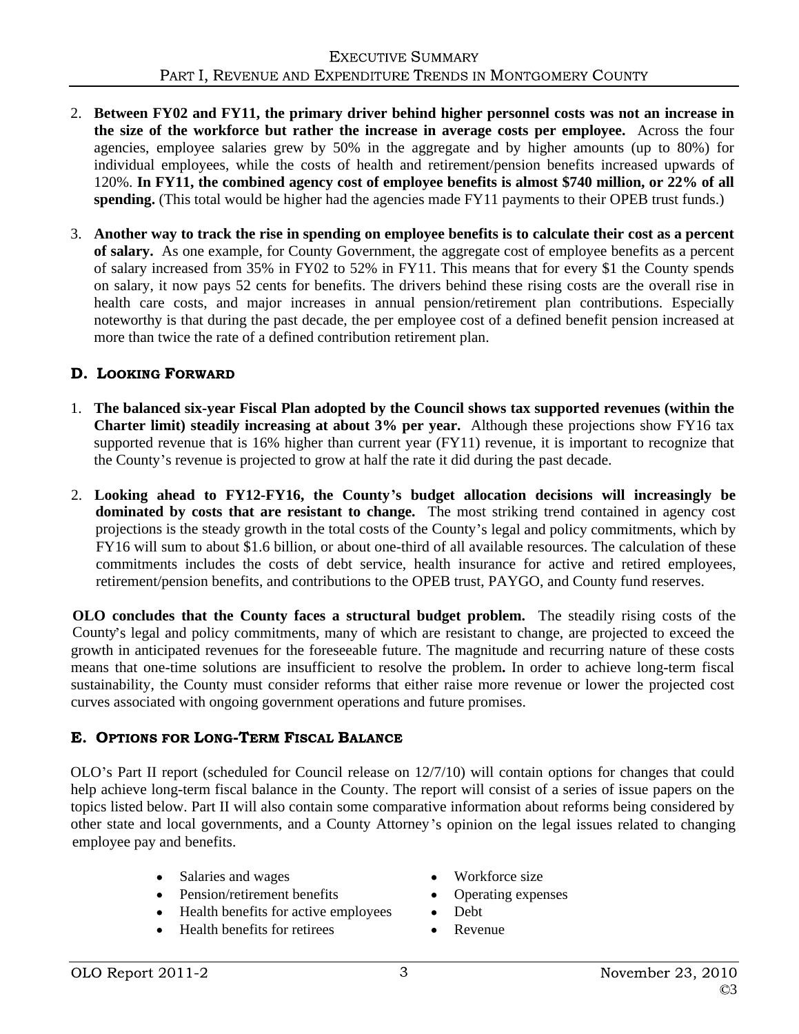2. **Between FY02 and FY11, the primary driver behind higher personnel costs was not an increase in the size of the workforce but rather the increase in average costs per employee.** Across the four agencies, employee salaries grew by 50% in the aggregate and by higher amounts (up to 80%) for individual employees, while the costs of health and retirement/pension benefits increased upwards of 120%. **In FY11, the combined agency cost of employee benefits is almost $740 million, or 22% of all spending.** (This total would be higher had the agencies made FY11 payments to their OPEB trust funds.)

3. **Another way to track the rise in spending on employee benefits is to calculate their cost as a percent of salary.** As one example, for County Government, the aggregate cost of employee benefits as a percent of salary increased from 35% in FY02 to 52% in FY11. This means that for every $1 the County spends on salary, it now pays 52 cents for benefits. The drivers behind these rising costs are the overall rise in health care costs, and major increases in annual pension/retirement plan contributions. Especially noteworthy is that during the past decade, the per employee cost of a defined benefit pension increased at more than twice the rate of a defined contribution retirement plan.

## D. Looking Forward

1. **The balanced six-year Fiscal Plan adopted by the Council shows tax supported revenues (within the Charter limit) steadily increasing at about 3% per year.** Although these projections show FY16 tax supported revenue that is 16% higher than current year (FY11) revenue, it is important to recognize that the County's revenue is projected to grow at half the rate it did during the past decade.

2. **Looking ahead to FY12-FY16, the County's budget allocation decisions will increasingly be dominated by costs that are resistant to change.** The most striking trend contained in agency cost projections is the steady growth in the total costs of the County's legal and policy commitments, which by FY16 will sum to about $1.6 billion, or about one-third of all available resources. The calculation of these commitments includes the costs of debt service, health insurance for active and retired employees, retirement/pension benefits, and contributions to the OPEB trust, PAYGO, and County fund reserves.

**OLO concludes that the County faces a structural budget problem.** The steadily rising costs of the County's legal and policy commitments, many of which are resistant to change, are projected to exceed the growth in anticipated revenues for the foreseeable future. The magnitude and recurring nature of these costs means that one-time solutions are insufficient to resolve the problem**.** In order to achieve long-term fiscal sustainability, the County must consider reforms that either raise more revenue or lower the projected cost curves associated with ongoing government operations and future promises.

## E. Options for Long-Term Fiscal Balance

OLO's Part II report (scheduled for Council release on 12/7/10) will contain options for changes that could help achieve long-term fiscal balance in the County. The report will consist of a series of issue papers on the topics listed below. Part II will also contain some comparative information about reforms being considered by other state and local governments, and a County Attorney's opinion on the legal issues related to changing employee pay and benefits.

- Salaries and wages
- Pension/retirement benefits
- Health benefits for active employees
- Health benefits for retirees
- Workforce size
- Operating expenses
- Debt
- Revenue